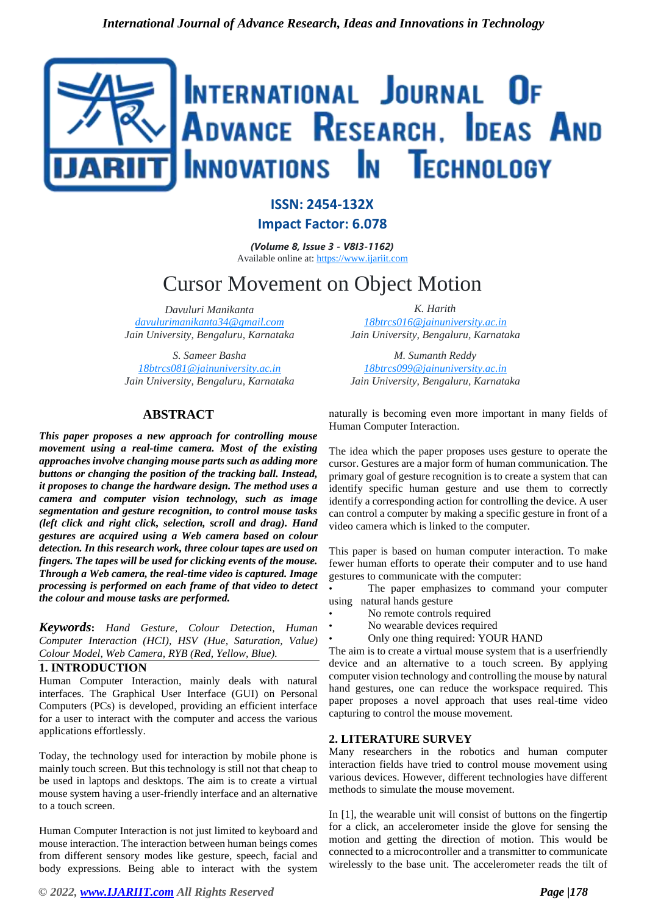ISSN: 2454-132X
Impact Factor: 6.078

*(Volume 8, Issue 3 - V8I3-1162)*
Available online at: https://www.ijariit.com

# Cursor Movement on Object Motion

*Davuluri Manikanta*
*davulurimanikanta34@gmail.com*
*Jain University, Bengaluru, Karnataka*

*K. Harith*
*18btrcs016@jainuniversity.ac.in*
*Jain University, Bengaluru, Karnataka*

*S. Sameer Basha*
*18btrcs081@jainuniversity.ac.in*
*Jain University, Bengaluru, Karnataka*

*M. Sumanth Reddy*
*18btrcs099@jainuniversity.ac.in*
*Jain University, Bengaluru, Karnataka*

## ABSTRACT

***This paper proposes a new approach for controlling mouse movement using a real-time camera. Most of the existing approaches involve changing mouse parts such as adding more buttons or changing the position of the tracking ball. Instead, it proposes to change the hardware design. The method uses a camera and computer vision technology, such as image segmentation and gesture recognition, to control mouse tasks (left click and right click, selection, scroll and drag). Hand gestures are acquired using a Web camera based on colour detection. In this research work, three colour tapes are used on fingers. The tapes will be used for clicking events of the mouse. Through a Web camera, the real-time video is captured. Image processing is performed on each frame of that video to detect the colour and mouse tasks are performed.***

***Keywords:*** *Hand Gesture, Colour Detection, Human Computer Interaction (HCI), HSV (Hue, Saturation, Value) Colour Model, Web Camera, RYB (Red, Yellow, Blue).*

## 1. INTRODUCTION

Human Computer Interaction, mainly deals with natural interfaces. The Graphical User Interface (GUI) on Personal Computers (PCs) is developed, providing an efficient interface for a user to interact with the computer and access the various applications effortlessly.

Today, the technology used for interaction by mobile phone is mainly touch screen. But this technology is still not that cheap to be used in laptops and desktops. The aim is to create a virtual mouse system having a user-friendly interface and an alternative to a touch screen.

Human Computer Interaction is not just limited to keyboard and mouse interaction. The interaction between human beings comes from different sensory modes like gesture, speech, facial and body expressions. Being able to interact with the system naturally is becoming even more important in many fields of Human Computer Interaction.

The idea which the paper proposes uses gesture to operate the cursor. Gestures are a major form of human communication. The primary goal of gesture recognition is to create a system that can identify specific human gesture and use them to correctly identify a corresponding action for controlling the device. A user can control a computer by making a specific gesture in front of a video camera which is linked to the computer.

This paper is based on human computer interaction. To make fewer human efforts to operate their computer and to use hand gestures to communicate with the computer:

- The paper emphasizes to command your computer using natural hands gesture
- No remote controls required
- No wearable devices required
- Only one thing required: YOUR HAND

The aim is to create a virtual mouse system that is a userfriendly device and an alternative to a touch screen. By applying computer vision technology and controlling the mouse by natural hand gestures, one can reduce the workspace required. This paper proposes a novel approach that uses real-time video capturing to control the mouse movement.

## 2. LITERATURE SURVEY

Many researchers in the robotics and human computer interaction fields have tried to control mouse movement using various devices. However, different technologies have different methods to simulate the mouse movement.

In [1], the wearable unit will consist of buttons on the fingertip for a click, an accelerometer inside the glove for sensing the motion and getting the direction of motion. This would be connected to a microcontroller and a transmitter to communicate wirelessly to the base unit. The accelerometer reads the tilt of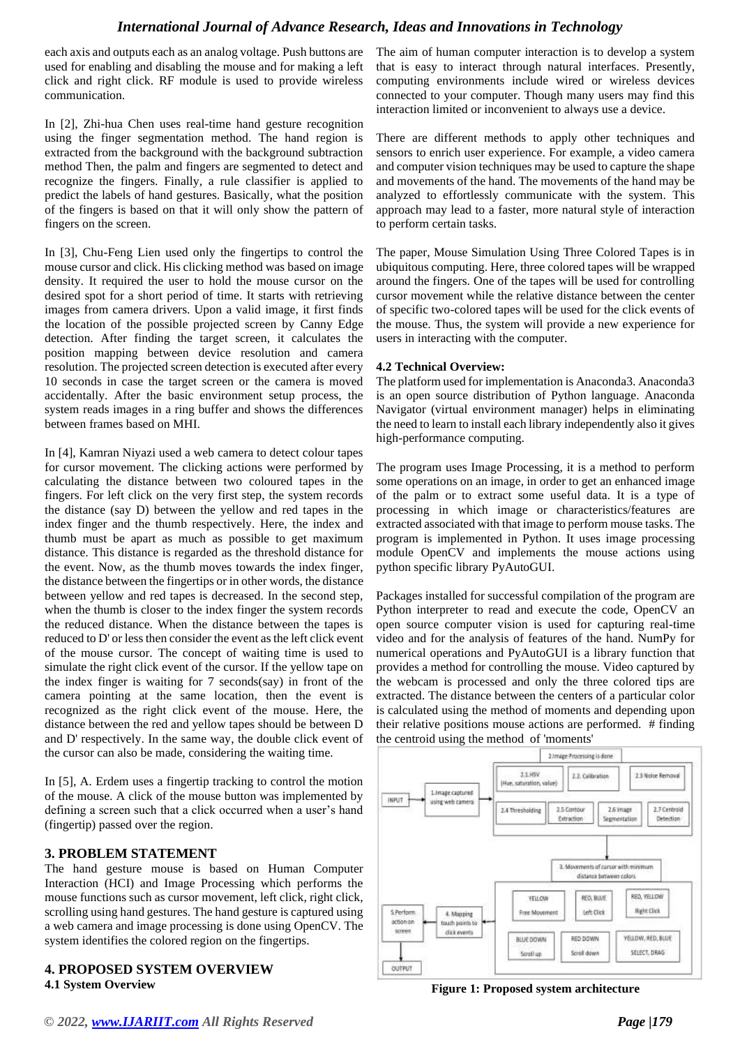each axis and outputs each as an analog voltage. Push buttons are used for enabling and disabling the mouse and for making a left click and right click. RF module is used to provide wireless communication.

In [2], Zhi-hua Chen uses real-time hand gesture recognition using the finger segmentation method. The hand region is extracted from the background with the background subtraction method Then, the palm and fingers are segmented to detect and recognize the fingers. Finally, a rule classifier is applied to predict the labels of hand gestures. Basically, what the position of the fingers is based on that it will only show the pattern of fingers on the screen.

In [3], Chu-Feng Lien used only the fingertips to control the mouse cursor and click. His clicking method was based on image density. It required the user to hold the mouse cursor on the desired spot for a short period of time. It starts with retrieving images from camera drivers. Upon a valid image, it first finds the location of the possible projected screen by Canny Edge detection. After finding the target screen, it calculates the position mapping between device resolution and camera resolution. The projected screen detection is executed after every 10 seconds in case the target screen or the camera is moved accidentally. After the basic environment setup process, the system reads images in a ring buffer and shows the differences between frames based on MHI.

In [4], Kamran Niyazi used a web camera to detect colour tapes for cursor movement. The clicking actions were performed by calculating the distance between two coloured tapes in the fingers. For left click on the very first step, the system records the distance (say D) between the yellow and red tapes in the index finger and the thumb respectively. Here, the index and thumb must be apart as much as possible to get maximum distance. This distance is regarded as the threshold distance for the event. Now, as the thumb moves towards the index finger, the distance between the fingertips or in other words, the distance between yellow and red tapes is decreased. In the second step, when the thumb is closer to the index finger the system records the reduced distance. When the distance between the tapes is reduced to D' or less then consider the event as the left click event of the mouse cursor. The concept of waiting time is used to simulate the right click event of the cursor. If the yellow tape on the index finger is waiting for 7 seconds(say) in front of the camera pointing at the same location, then the event is recognized as the right click event of the mouse. Here, the distance between the red and yellow tapes should be between D and D' respectively. In the same way, the double click event of the cursor can also be made, considering the waiting time.

In [5], A. Erdem uses a fingertip tracking to control the motion of the mouse. A click of the mouse button was implemented by defining a screen such that a click occurred when a user's hand (fingertip) passed over the region.

## 3. PROBLEM STATEMENT

The hand gesture mouse is based on Human Computer Interaction (HCI) and Image Processing which performs the mouse functions such as cursor movement, left click, right click, scrolling using hand gestures. The hand gesture is captured using a web camera and image processing is done using OpenCV. The system identifies the colored region on the fingertips.

## 4. PROPOSED SYSTEM OVERVIEW

### 4.1 System Overview

The aim of human computer interaction is to develop a system that is easy to interact through natural interfaces. Presently, computing environments include wired or wireless devices connected to your computer. Though many users may find this interaction limited or inconvenient to always use a device.

There are different methods to apply other techniques and sensors to enrich user experience. For example, a video camera and computer vision techniques may be used to capture the shape and movements of the hand. The movements of the hand may be analyzed to effortlessly communicate with the system. This approach may lead to a faster, more natural style of interaction to perform certain tasks.

The paper, Mouse Simulation Using Three Colored Tapes is in ubiquitous computing. Here, three colored tapes will be wrapped around the fingers. One of the tapes will be used for controlling cursor movement while the relative distance between the center of specific two-colored tapes will be used for the click events of the mouse. Thus, the system will provide a new experience for users in interacting with the computer.

### 4.2 Technical Overview:

The platform used for implementation is Anaconda3. Anaconda3 is an open source distribution of Python language. Anaconda Navigator (virtual environment manager) helps in eliminating the need to learn to install each library independently also it gives high-performance computing.

The program uses Image Processing, it is a method to perform some operations on an image, in order to get an enhanced image of the palm or to extract some useful data. It is a type of processing in which image or characteristics/features are extracted associated with that image to perform mouse tasks. The program is implemented in Python. It uses image processing module OpenCV and implements the mouse actions using python specific library PyAutoGUI.

Packages installed for successful compilation of the program are Python interpreter to read and execute the code, OpenCV an open source computer vision is used for capturing real-time video and for the analysis of features of the hand. NumPy for numerical operations and PyAutoGUI is a library function that provides a method for controlling the mouse. Video captured by the webcam is processed and only the three colored tips are extracted. The distance between the centers of a particular color is calculated using the method of moments and depending upon their relative positions mouse actions are performed. # finding the centroid using the method of 'moments'

INPUT → 1.Image captured using web camera → 2.Image Processing is done (2.1 HSV (Hue, saturation, value); 2.2 Calibration; 2.3 Noise Removal; 2.4 Thresholding; 2.5 Contour Extraction; 2.6 Image Segmentation; 2.7 Centroid Detection) → 3. Movements of cursor with minimum distance between colors (YELLOW: Free Movement; RED, BLUE: Left Click; RED, YELLOW: Right Click; BLUE DOWN: Scroll up; RED DOWN: Scroll down; YELLOW, RED, BLUE: SELECT, DRAG) → 4. Mapping touch points to click events → 5.Perform action on screen → OUTPUT

**Figure 1: Proposed system architecture**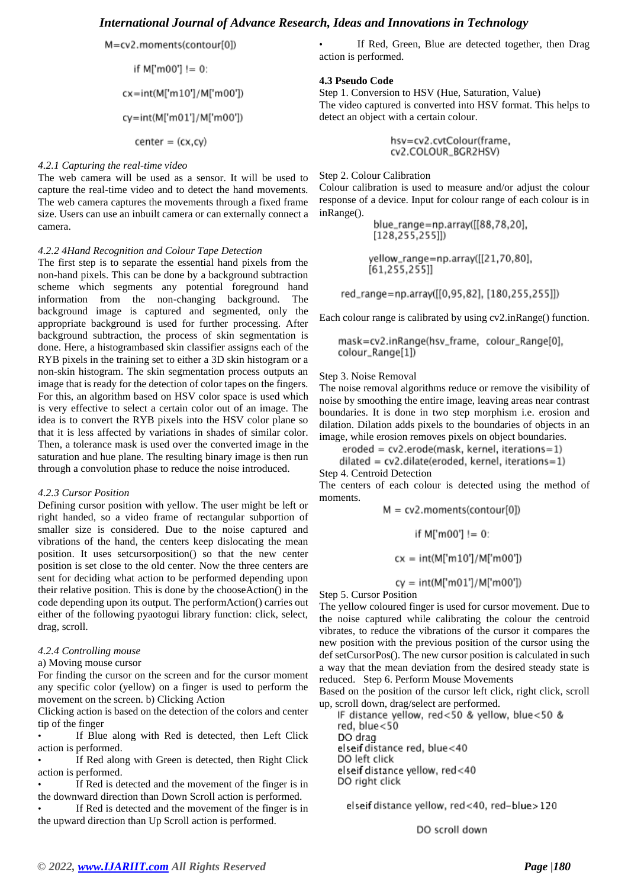```
M=cv2.moments(contour[0])
if M['m00'] != 0:
cx=int(M['m10']/M['m00'])
cy=int(M['m01']/M['m00'])
center = (cx,cy)
```

*4.2.1 Capturing the real-time video*

The web camera will be used as a sensor. It will be used to capture the real-time video and to detect the hand movements. The web camera captures the movements through a fixed frame size. Users can use an inbuilt camera or can externally connect a camera.

*4.2.2 4Hand Recognition and Colour Tape Detection*

The first step is to separate the essential hand pixels from the non-hand pixels. This can be done by a background subtraction scheme which segments any potential foreground hand information from the non-changing background. The background image is captured and segmented, only the appropriate background is used for further processing. After background subtraction, the process of skin segmentation is done. Here, a histogrambased skin classifier assigns each of the RYB pixels in the training set to either a 3D skin histogram or a non-skin histogram. The skin segmentation process outputs an image that is ready for the detection of color tapes on the fingers. For this, an algorithm based on HSV color space is used which is very effective to select a certain color out of an image. The idea is to convert the RYB pixels into the HSV color plane so that it is less affected by variations in shades of similar color. Then, a tolerance mask is used over the converted image in the saturation and hue plane. The resulting binary image is then run through a convolution phase to reduce the noise introduced.

*4.2.3 Cursor Position*

Defining cursor position with yellow. The user might be left or right handed, so a video frame of rectangular subportion of smaller size is considered. Due to the noise captured and vibrations of the hand, the centers keep dislocating the mean position. It uses setcursorposition() so that the new center position is set close to the old center. Now the three centers are sent for deciding what action to be performed depending upon their relative position. This is done by the chooseAction() in the code depending upon its output. The performAction() carries out either of the following pyaotogui library function: click, select, drag, scroll.

*4.2.4 Controlling mouse*

a) Moving mouse cursor

For finding the cursor on the screen and for the cursor moment any specific color (yellow) on a finger is used to perform the movement on the screen. b) Clicking Action

Clicking action is based on the detection of the colors and center tip of the finger

- If Blue along with Red is detected, then Left Click action is performed.
- If Red along with Green is detected, then Right Click action is performed.
- If Red is detected and the movement of the finger is in the downward direction than Down Scroll action is performed.
- If Red is detected and the movement of the finger is in the upward direction than Up Scroll action is performed.
- If Red, Green, Blue are detected together, then Drag action is performed.

**4.3 Pseudo Code**

Step 1. Conversion to HSV (Hue, Saturation, Value)

The video captured is converted into HSV format. This helps to detect an object with a certain colour.

```
hsv=cv2.cvtColour(frame, cv2.COLOUR_BGR2HSV)
```

Step 2. Colour Calibration

Colour calibration is used to measure and/or adjust the colour response of a device. Input for colour range of each colour is in inRange().

```
blue_range=np.array([[88,78,20], [128,255,255]])

yellow_range=np.array([[21,70,80], [61,255,255]]

red_range=np.array([[0,95,82], [180,255,255]])
```

Each colour range is calibrated by using cv2.inRange() function.

```
mask=cv2.inRange(hsv_frame, colour_Range[0], colour_Range[1])
```

Step 3. Noise Removal

The noise removal algorithms reduce or remove the visibility of noise by smoothing the entire image, leaving areas near contrast boundaries. It is done in two step morphism i.e. erosion and dilation. Dilation adds pixels to the boundaries of objects in an image, while erosion removes pixels on object boundaries.

```
eroded = cv2.erode(mask, kernel, iterations=1)
dilated = cv2.dilate(eroded, kernel, iterations=1)
```

Step 4. Centroid Detection

The centers of each colour is detected using the method of moments.

```
M = cv2.moments(contour[0])
if M['m00'] != 0:
cx = int(M['m10']/M['m00'])
cy = int(M['m01']/M['m00'])
```

Step 5. Cursor Position

The yellow coloured finger is used for cursor movement. Due to the noise captured while calibrating the colour the centroid vibrates, to reduce the vibrations of the cursor it compares the new position with the previous position of the cursor using the def setCursorPos(). The new cursor position is calculated in such a way that the mean deviation from the desired steady state is reduced. Step 6. Perform Mouse Movements

Based on the position of the cursor left click, right click, scroll up, scroll down, drag/select are performed.

```
IF distance yellow, red<50 & yellow, blue<50 & red, blue<50
DO drag
elseif distance red, blue<40
DO left click
elseif distance yellow, red<40
DO right click

elseif distance yellow, red<40, red-blue>120

DO scroll down
```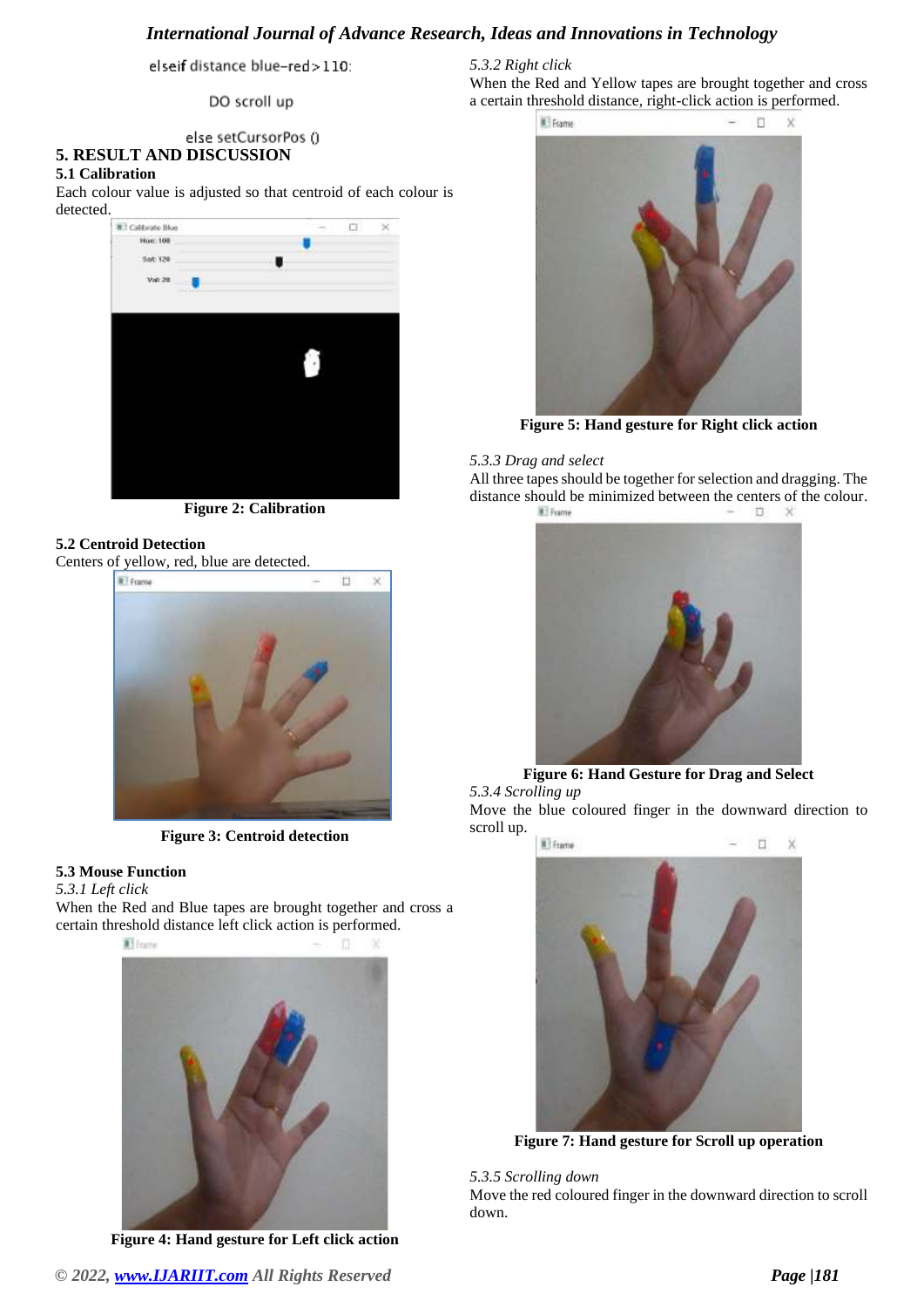```
elseif distance blue-red>110:

        DO scroll up

    else setCursorPos ()
```

## 5. RESULT AND DISCUSSION

### 5.1 Calibration

Each colour value is adjusted so that centroid of each colour is detected.

**Figure 2: Calibration**

### 5.2 Centroid Detection

Centers of yellow, red, blue are detected.

**Figure 3: Centroid detection**

### 5.3 Mouse Function

*5.3.1 Left click*

When the Red and Blue tapes are brought together and cross a certain threshold distance left click action is performed.

**Figure 4: Hand gesture for Left click action**

*5.3.2 Right click*

When the Red and Yellow tapes are brought together and cross a certain threshold distance, right-click action is performed.

**Figure 5: Hand gesture for Right click action**

*5.3.3 Drag and select*

All three tapes should be together for selection and dragging. The distance should be minimized between the centers of the colour.

**Figure 6: Hand Gesture for Drag and Select**

*5.3.4 Scrolling up*

Move the blue coloured finger in the downward direction to scroll up.

**Figure 7: Hand gesture for Scroll up operation**

*5.3.5 Scrolling down*

Move the red coloured finger in the downward direction to scroll down.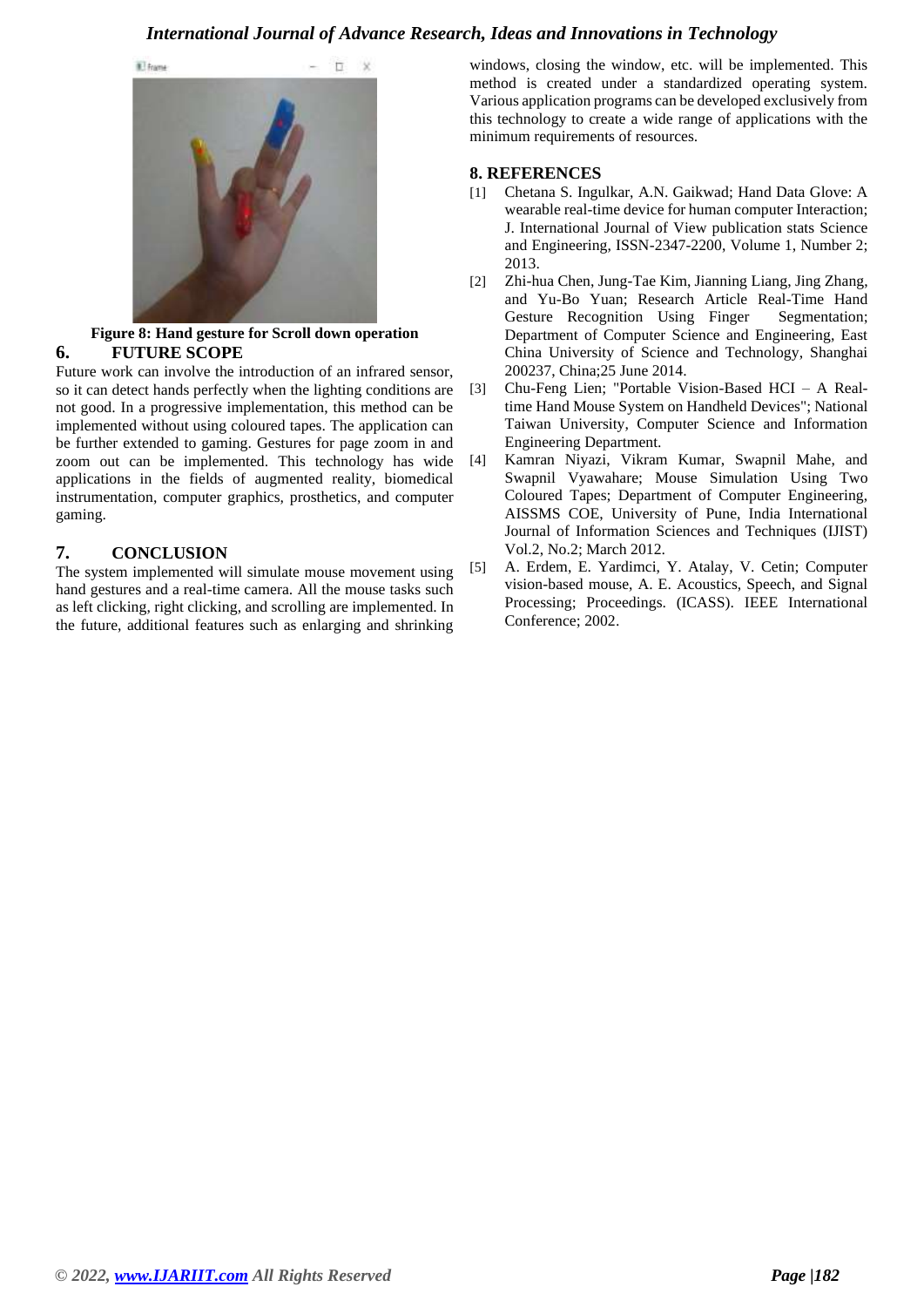Figure 8: Hand gesture for Scroll down operation

## 6. FUTURE SCOPE

Future work can involve the introduction of an infrared sensor, so it can detect hands perfectly when the lighting conditions are not good. In a progressive implementation, this method can be implemented without using coloured tapes. The application can be further extended to gaming. Gestures for page zoom in and zoom out can be implemented. This technology has wide applications in the fields of augmented reality, biomedical instrumentation, computer graphics, prosthetics, and computer gaming.

## 7. CONCLUSION

The system implemented will simulate mouse movement using hand gestures and a real-time camera. All the mouse tasks such as left clicking, right clicking, and scrolling are implemented. In the future, additional features such as enlarging and shrinking windows, closing the window, etc. will be implemented. This method is created under a standardized operating system. Various application programs can be developed exclusively from this technology to create a wide range of applications with the minimum requirements of resources.

## 8. REFERENCES

[1] Chetana S. Ingulkar, A.N. Gaikwad; Hand Data Glove: A wearable real-time device for human computer Interaction; J. International Journal of View publication stats Science and Engineering, ISSN-2347-2200, Volume 1, Number 2; 2013.

[2] Zhi-hua Chen, Jung-Tae Kim, Jianning Liang, Jing Zhang, and Yu-Bo Yuan; Research Article Real-Time Hand Gesture Recognition Using Finger Segmentation; Department of Computer Science and Engineering, East China University of Science and Technology, Shanghai 200237, China;25 June 2014.

[3] Chu-Feng Lien; "Portable Vision-Based HCI – A Real-time Hand Mouse System on Handheld Devices"; National Taiwan University, Computer Science and Information Engineering Department.

[4] Kamran Niyazi, Vikram Kumar, Swapnil Mahe, and Swapnil Vyawahare; Mouse Simulation Using Two Coloured Tapes; Department of Computer Engineering, AISSMS COE, University of Pune, India International Journal of Information Sciences and Techniques (IJIST) Vol.2, No.2; March 2012.

[5] A. Erdem, E. Yardimci, Y. Atalay, V. Cetin; Computer vision-based mouse, A. E. Acoustics, Speech, and Signal Processing; Proceedings. (ICASS). IEEE International Conference; 2002.